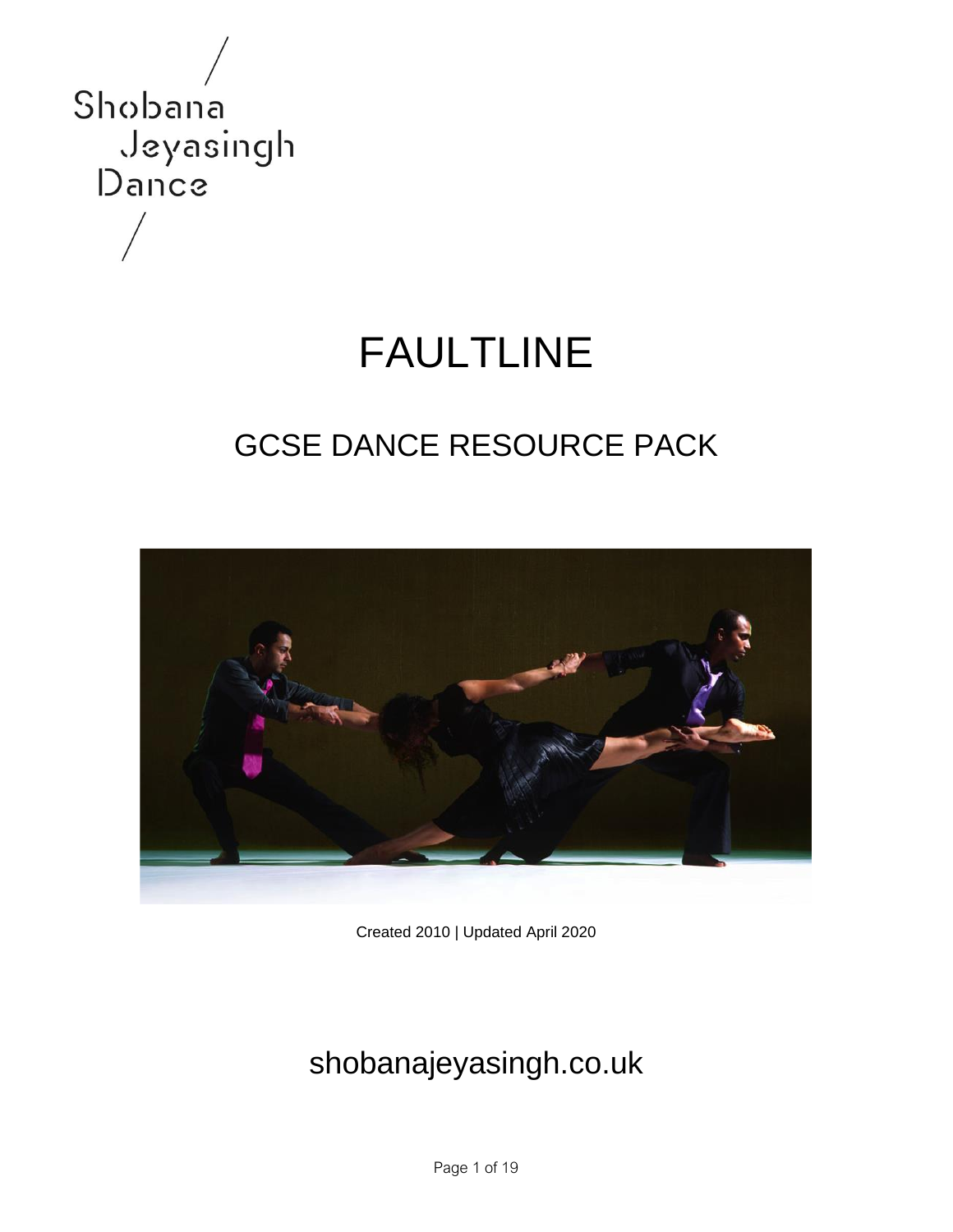Shobana Jeyasingh Dance

# FAULTLINE

## GCSE DANCE RESOURCE PACK

Created 2010 | Updated April 2020

shobanajeyasingh.co.uk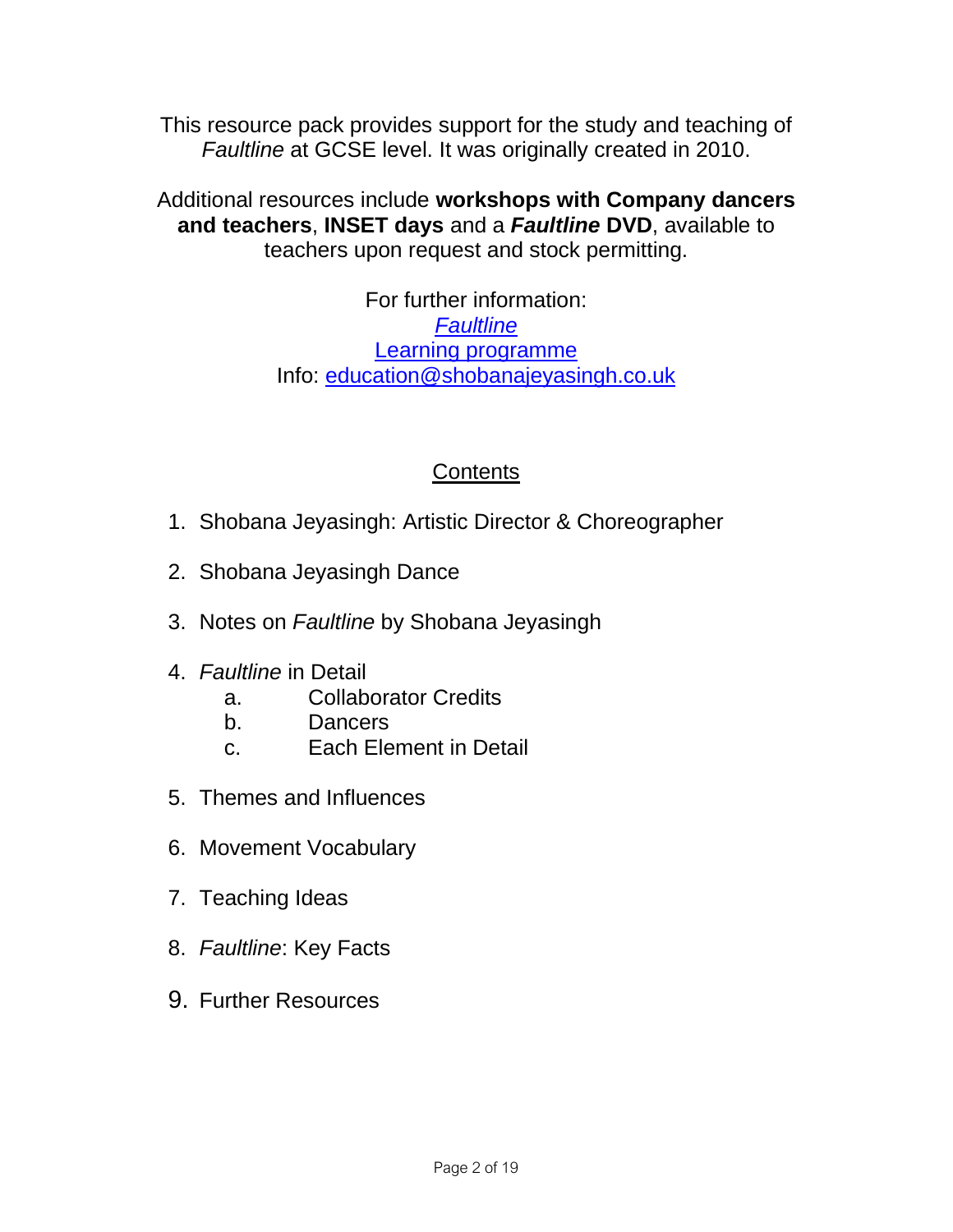This resource pack provides support for the study and teaching of *Faultline* at GCSE level. It was originally created in 2010.

Additional resources include **workshops with Company dancers and teachers**, **INSET days** and a ***Faultline* DVD**, available to teachers upon request and stock permitting.

For further information:
*Faultline*
Learning programme
Info: education@shobanajeyasingh.co.uk

## Contents

1. Shobana Jeyasingh: Artistic Director & Choreographer
2. Shobana Jeyasingh Dance
3. Notes on *Faultline* by Shobana Jeyasingh
4. *Faultline* in Detail
    a. Collaborator Credits
    b. Dancers
    c. Each Element in Detail
5. Themes and Influences
6. Movement Vocabulary
7. Teaching Ideas
8. *Faultline*: Key Facts
9. Further Resources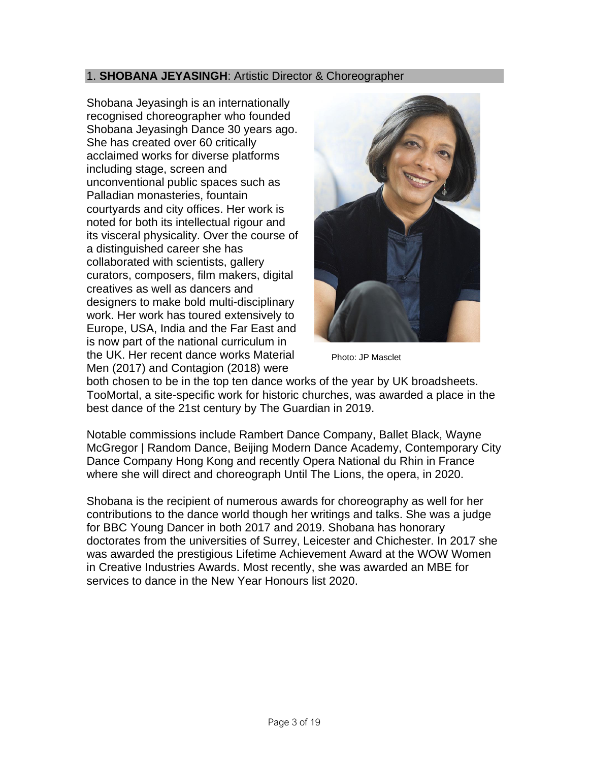## 1. **SHOBANA JEYASINGH**: Artistic Director & Choreographer

Shobana Jeyasingh is an internationally recognised choreographer who founded Shobana Jeyasingh Dance 30 years ago. She has created over 60 critically acclaimed works for diverse platforms including stage, screen and unconventional public spaces such as Palladian monasteries, fountain courtyards and city offices. Her work is noted for both its intellectual rigour and its visceral physicality. Over the course of a distinguished career she has collaborated with scientists, gallery curators, composers, film makers, digital creatives as well as dancers and designers to make bold multi-disciplinary work. Her work has toured extensively to Europe, USA, India and the Far East and is now part of the national curriculum in the UK. Her recent dance works Material Men (2017) and Contagion (2018) were both chosen to be in the top ten dance works of the year by UK broadsheets. TooMortal, a site-specific work for historic churches, was awarded a place in the best dance of the 21st century by The Guardian in 2019.

Photo: JP Masclet

Notable commissions include Rambert Dance Company, Ballet Black, Wayne McGregor | Random Dance, Beijing Modern Dance Academy, Contemporary City Dance Company Hong Kong and recently Opera National du Rhin in France where she will direct and choreograph Until The Lions, the opera, in 2020.

Shobana is the recipient of numerous awards for choreography as well for her contributions to the dance world though her writings and talks. She was a judge for BBC Young Dancer in both 2017 and 2019. Shobana has honorary doctorates from the universities of Surrey, Leicester and Chichester. In 2017 she was awarded the prestigious Lifetime Achievement Award at the WOW Women in Creative Industries Awards. Most recently, she was awarded an MBE for services to dance in the New Year Honours list 2020.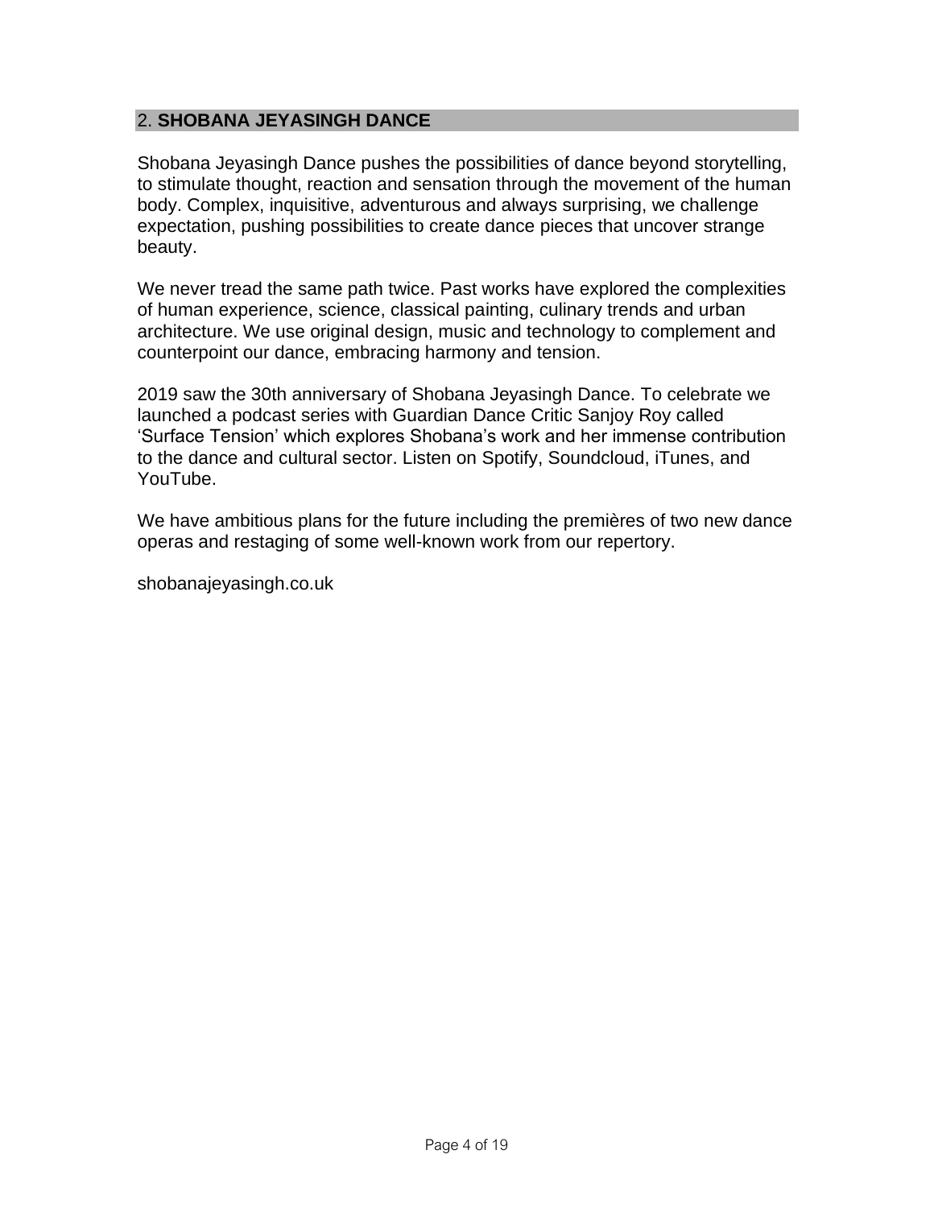## 2. **SHOBANA JEYASINGH DANCE**

Shobana Jeyasingh Dance pushes the possibilities of dance beyond storytelling, to stimulate thought, reaction and sensation through the movement of the human body. Complex, inquisitive, adventurous and always surprising, we challenge expectation, pushing possibilities to create dance pieces that uncover strange beauty.

We never tread the same path twice. Past works have explored the complexities of human experience, science, classical painting, culinary trends and urban architecture. We use original design, music and technology to complement and counterpoint our dance, embracing harmony and tension.

2019 saw the 30th anniversary of Shobana Jeyasingh Dance. To celebrate we launched a podcast series with Guardian Dance Critic Sanjoy Roy called 'Surface Tension' which explores Shobana's work and her immense contribution to the dance and cultural sector. Listen on Spotify, Soundcloud, iTunes, and YouTube.

We have ambitious plans for the future including the premières of two new dance operas and restaging of some well-known work from our repertory.

shobanajeyasingh.co.uk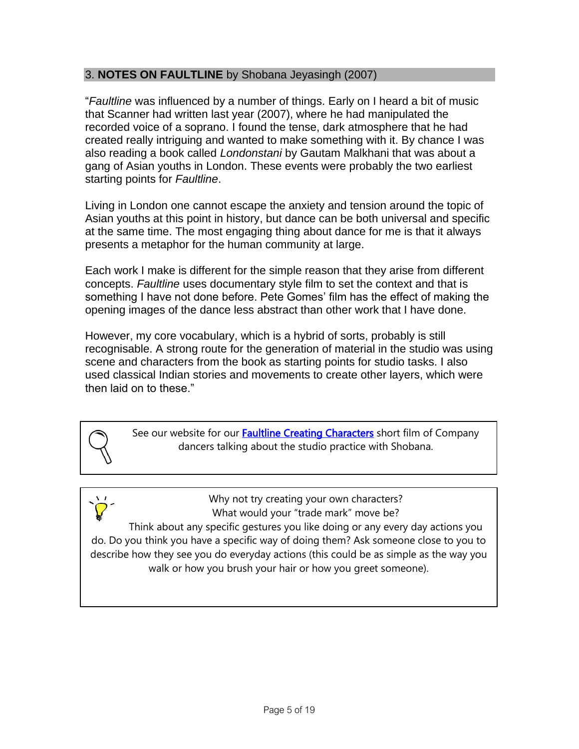## 3. **NOTES ON FAULTLINE** by Shobana Jeyasingh (2007)

"*Faultline* was influenced by a number of things. Early on I heard a bit of music that Scanner had written last year (2007), where he had manipulated the recorded voice of a soprano. I found the tense, dark atmosphere that he had created really intriguing and wanted to make something with it. By chance I was also reading a book called *Londonstani* by Gautam Malkhani that was about a gang of Asian youths in London. These events were probably the two earliest starting points for *Faultline*.

Living in London one cannot escape the anxiety and tension around the topic of Asian youths at this point in history, but dance can be both universal and specific at the same time. The most engaging thing about dance for me is that it always presents a metaphor for the human community at large.

Each work I make is different for the simple reason that they arise from different concepts. *Faultline* uses documentary style film to set the context and that is something I have not done before. Pete Gomes' film has the effect of making the opening images of the dance less abstract than other work that I have done.

However, my core vocabulary, which is a hybrid of sorts, probably is still recognisable. A strong route for the generation of material in the studio was using scene and characters from the book as starting points for studio tasks. I also used classical Indian stories and movements to create other layers, which were then laid on to these."

> See our website for our **Faultline Creating Characters** short film of Company dancers talking about the studio practice with Shobana.

> Why not try creating your own characters?
> What would your "trade mark" move be?
> Think about any specific gestures you like doing or any every day actions you do. Do you think you have a specific way of doing them? Ask someone close to you to describe how they see you do everyday actions (this could be as simple as the way you walk or how you brush your hair or how you greet someone).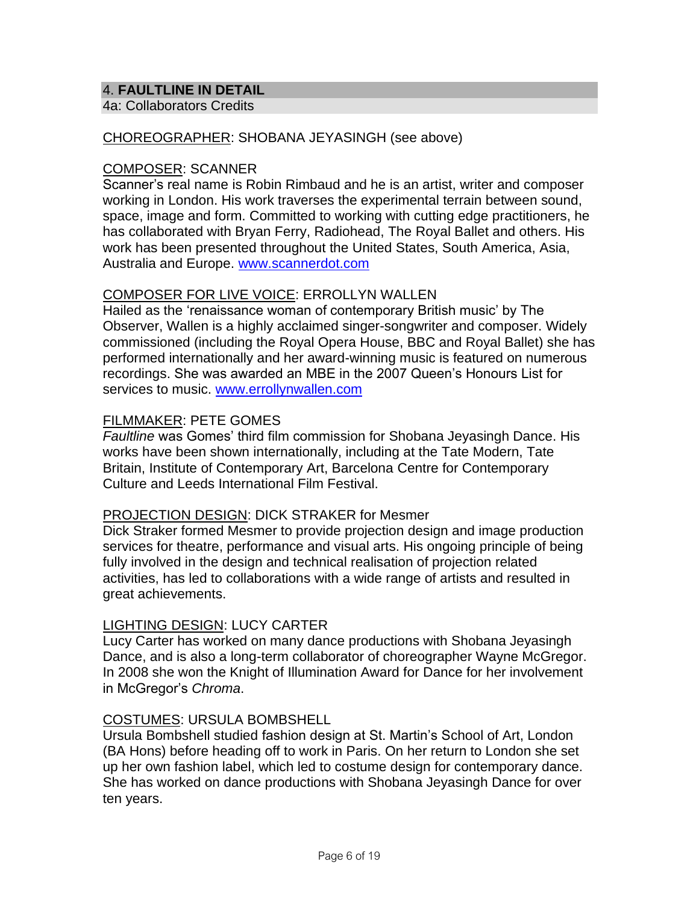## 4. **FAULTLINE IN DETAIL**

### 4a: Collaborators Credits

CHOREOGRAPHER: SHOBANA JEYASINGH (see above)

COMPOSER: SCANNER

Scanner's real name is Robin Rimbaud and he is an artist, writer and composer working in London. His work traverses the experimental terrain between sound, space, image and form. Committed to working with cutting edge practitioners, he has collaborated with Bryan Ferry, Radiohead, The Royal Ballet and others. His work has been presented throughout the United States, South America, Asia, Australia and Europe. [www.scannerdot.com](http://www.scannerdot.com)

COMPOSER FOR LIVE VOICE: ERROLLYN WALLEN

Hailed as the 'renaissance woman of contemporary British music' by The Observer, Wallen is a highly acclaimed singer-songwriter and composer. Widely commissioned (including the Royal Opera House, BBC and Royal Ballet) she has performed internationally and her award-winning music is featured on numerous recordings. She was awarded an MBE in the 2007 Queen's Honours List for services to music. [www.errollynwallen.com](http://www.errollynwallen.com)

FILMMAKER: PETE GOMES

*Faultline* was Gomes' third film commission for Shobana Jeyasingh Dance. His works have been shown internationally, including at the Tate Modern, Tate Britain, Institute of Contemporary Art, Barcelona Centre for Contemporary Culture and Leeds International Film Festival.

PROJECTION DESIGN: DICK STRAKER for Mesmer

Dick Straker formed Mesmer to provide projection design and image production services for theatre, performance and visual arts. His ongoing principle of being fully involved in the design and technical realisation of projection related activities, has led to collaborations with a wide range of artists and resulted in great achievements.

LIGHTING DESIGN: LUCY CARTER

Lucy Carter has worked on many dance productions with Shobana Jeyasingh Dance, and is also a long-term collaborator of choreographer Wayne McGregor. In 2008 she won the Knight of Illumination Award for Dance for her involvement in McGregor's *Chroma*.

COSTUMES: URSULA BOMBSHELL

Ursula Bombshell studied fashion design at St. Martin's School of Art, London (BA Hons) before heading off to work in Paris. On her return to London she set up her own fashion label, which led to costume design for contemporary dance. She has worked on dance productions with Shobana Jeyasingh Dance for over ten years.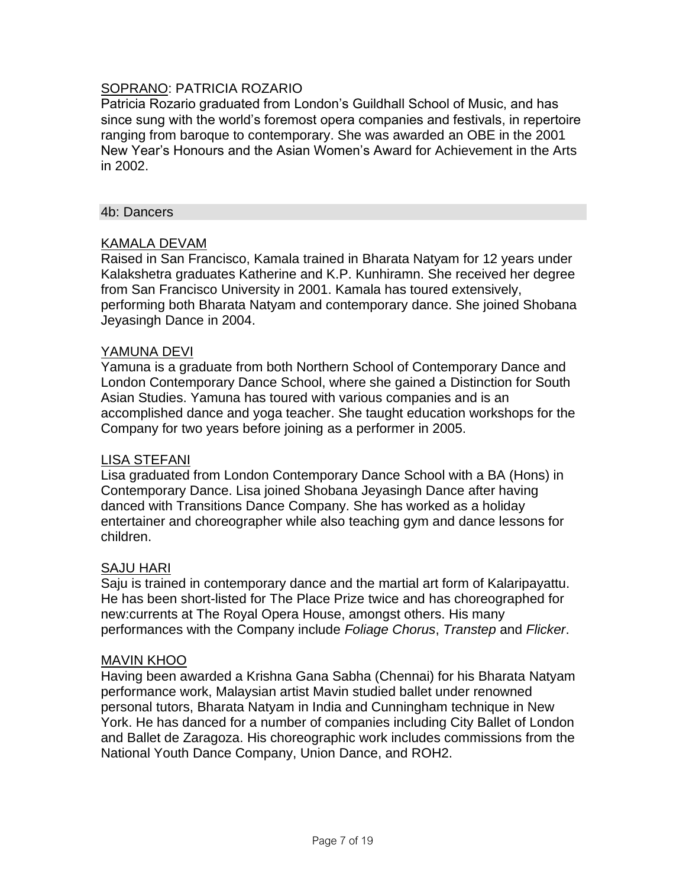SOPRANO: PATRICIA ROZARIO

Patricia Rozario graduated from London's Guildhall School of Music, and has since sung with the world's foremost opera companies and festivals, in repertoire ranging from baroque to contemporary. She was awarded an OBE in the 2001 New Year's Honours and the Asian Women's Award for Achievement in the Arts in 2002.

## 4b: Dancers

KAMALA DEVAM

Raised in San Francisco, Kamala trained in Bharata Natyam for 12 years under Kalakshetra graduates Katherine and K.P. Kunhiramn. She received her degree from San Francisco University in 2001. Kamala has toured extensively, performing both Bharata Natyam and contemporary dance. She joined Shobana Jeyasingh Dance in 2004.

YAMUNA DEVI

Yamuna is a graduate from both Northern School of Contemporary Dance and London Contemporary Dance School, where she gained a Distinction for South Asian Studies. Yamuna has toured with various companies and is an accomplished dance and yoga teacher. She taught education workshops for the Company for two years before joining as a performer in 2005.

LISA STEFANI

Lisa graduated from London Contemporary Dance School with a BA (Hons) in Contemporary Dance. Lisa joined Shobana Jeyasingh Dance after having danced with Transitions Dance Company. She has worked as a holiday entertainer and choreographer while also teaching gym and dance lessons for children.

SAJU HARI

Saju is trained in contemporary dance and the martial art form of Kalaripayattu. He has been short-listed for The Place Prize twice and has choreographed for new:currents at The Royal Opera House, amongst others. His many performances with the Company include *Foliage Chorus*, *Transtep* and *Flicker*.

MAVIN KHOO

Having been awarded a Krishna Gana Sabha (Chennai) for his Bharata Natyam performance work, Malaysian artist Mavin studied ballet under renowned personal tutors, Bharata Natyam in India and Cunningham technique in New York. He has danced for a number of companies including City Ballet of London and Ballet de Zaragoza. His choreographic work includes commissions from the National Youth Dance Company, Union Dance, and ROH2.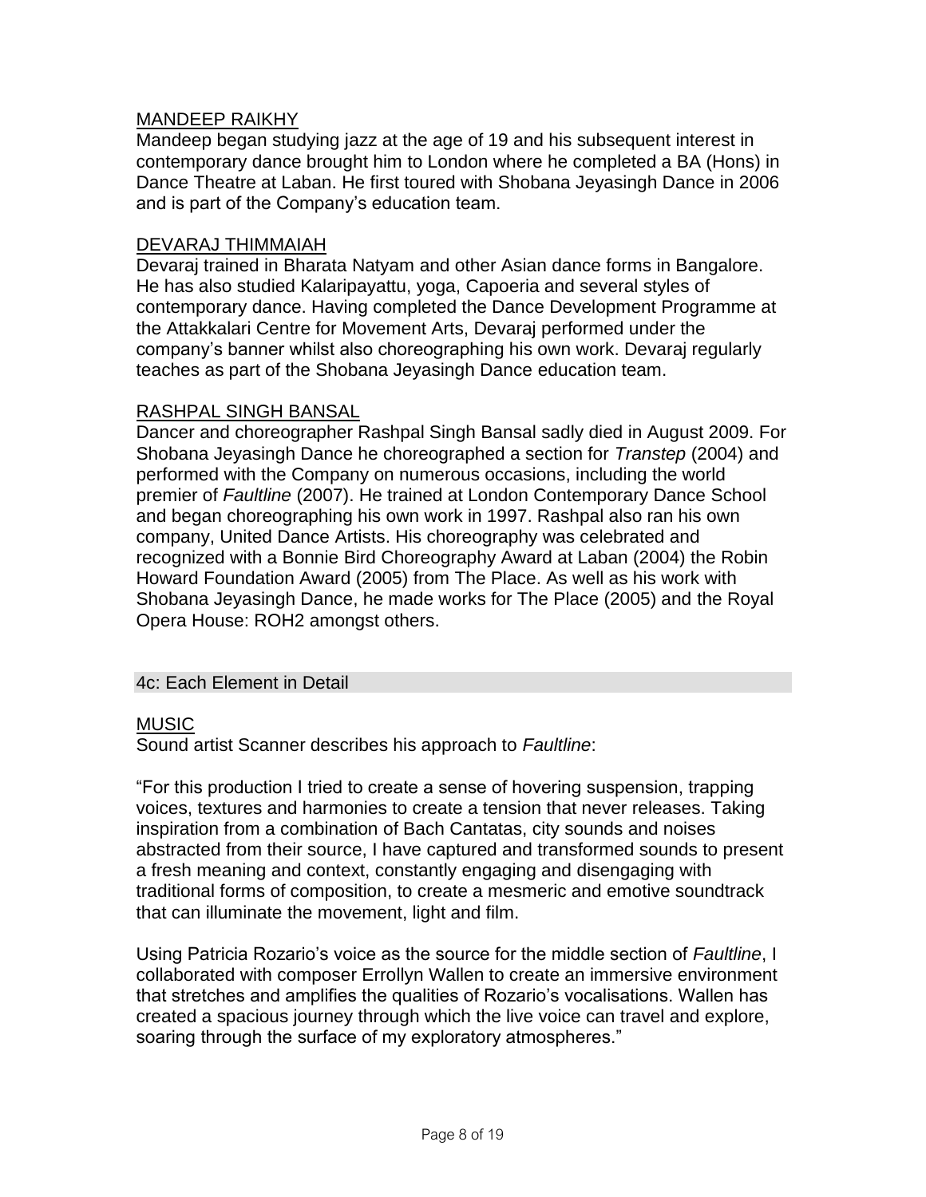<u>MANDEEP RAIKHY</u>

Mandeep began studying jazz at the age of 19 and his subsequent interest in contemporary dance brought him to London where he completed a BA (Hons) in Dance Theatre at Laban. He first toured with Shobana Jeyasingh Dance in 2006 and is part of the Company's education team.

<u>DEVARAJ THIMMAIAH</u>

Devaraj trained in Bharata Natyam and other Asian dance forms in Bangalore. He has also studied Kalaripayattu, yoga, Capoeria and several styles of contemporary dance. Having completed the Dance Development Programme at the Attakkalari Centre for Movement Arts, Devaraj performed under the company's banner whilst also choreographing his own work. Devaraj regularly teaches as part of the Shobana Jeyasingh Dance education team.

<u>RASHPAL SINGH BANSAL</u>

Dancer and choreographer Rashpal Singh Bansal sadly died in August 2009. For Shobana Jeyasingh Dance he choreographed a section for *Transtep* (2004) and performed with the Company on numerous occasions, including the world premier of *Faultline* (2007). He trained at London Contemporary Dance School and began choreographing his own work in 1997. Rashpal also ran his own company, United Dance Artists. His choreography was celebrated and recognized with a Bonnie Bird Choreography Award at Laban (2004) the Robin Howard Foundation Award (2005) from The Place. As well as his work with Shobana Jeyasingh Dance, he made works for The Place (2005) and the Royal Opera House: ROH2 amongst others.

## 4c: Each Element in Detail

<u>MUSIC</u>

Sound artist Scanner describes his approach to *Faultline*:

"For this production I tried to create a sense of hovering suspension, trapping voices, textures and harmonies to create a tension that never releases. Taking inspiration from a combination of Bach Cantatas, city sounds and noises abstracted from their source, I have captured and transformed sounds to present a fresh meaning and context, constantly engaging and disengaging with traditional forms of composition, to create a mesmeric and emotive soundtrack that can illuminate the movement, light and film.

Using Patricia Rozario's voice as the source for the middle section of *Faultline*, I collaborated with composer Errollyn Wallen to create an immersive environment that stretches and amplifies the qualities of Rozario's vocalisations. Wallen has created a spacious journey through which the live voice can travel and explore, soaring through the surface of my exploratory atmospheres."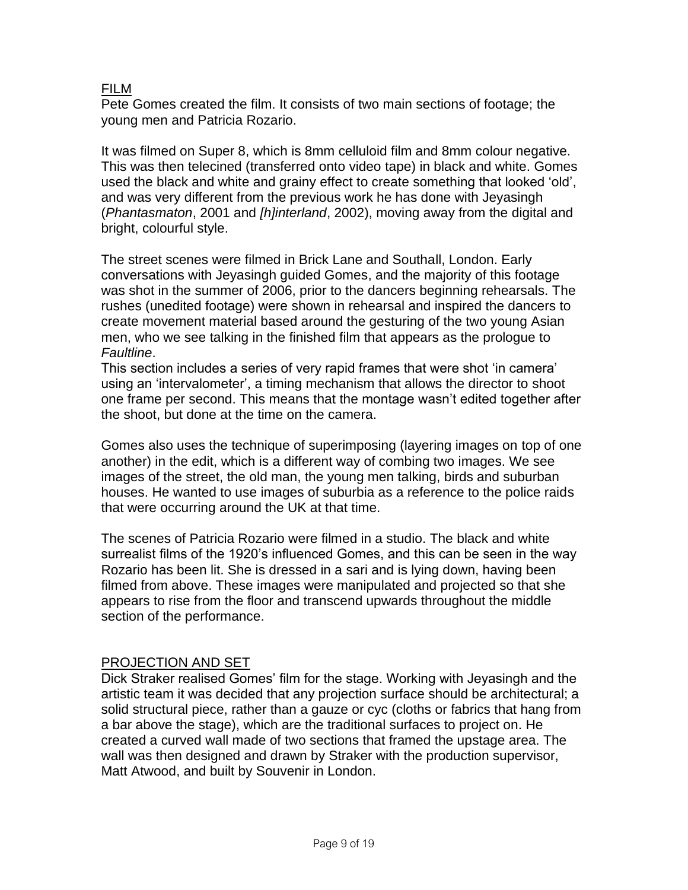## FILM

Pete Gomes created the film. It consists of two main sections of footage; the young men and Patricia Rozario.

It was filmed on Super 8, which is 8mm celluloid film and 8mm colour negative. This was then telecined (transferred onto video tape) in black and white. Gomes used the black and white and grainy effect to create something that looked 'old', and was very different from the previous work he has done with Jeyasingh (*Phantasmaton*, 2001 and *[h]interland*, 2002), moving away from the digital and bright, colourful style.

The street scenes were filmed in Brick Lane and Southall, London. Early conversations with Jeyasingh guided Gomes, and the majority of this footage was shot in the summer of 2006, prior to the dancers beginning rehearsals. The rushes (unedited footage) were shown in rehearsal and inspired the dancers to create movement material based around the gesturing of the two young Asian men, who we see talking in the finished film that appears as the prologue to *Faultline*.

This section includes a series of very rapid frames that were shot 'in camera' using an 'intervalometer', a timing mechanism that allows the director to shoot one frame per second. This means that the montage wasn't edited together after the shoot, but done at the time on the camera.

Gomes also uses the technique of superimposing (layering images on top of one another) in the edit, which is a different way of combing two images. We see images of the street, the old man, the young men talking, birds and suburban houses. He wanted to use images of suburbia as a reference to the police raids that were occurring around the UK at that time.

The scenes of Patricia Rozario were filmed in a studio. The black and white surrealist films of the 1920's influenced Gomes, and this can be seen in the way Rozario has been lit. She is dressed in a sari and is lying down, having been filmed from above. These images were manipulated and projected so that she appears to rise from the floor and transcend upwards throughout the middle section of the performance.

## PROJECTION AND SET

Dick Straker realised Gomes' film for the stage. Working with Jeyasingh and the artistic team it was decided that any projection surface should be architectural; a solid structural piece, rather than a gauze or cyc (cloths or fabrics that hang from a bar above the stage), which are the traditional surfaces to project on. He created a curved wall made of two sections that framed the upstage area. The wall was then designed and drawn by Straker with the production supervisor, Matt Atwood, and built by Souvenir in London.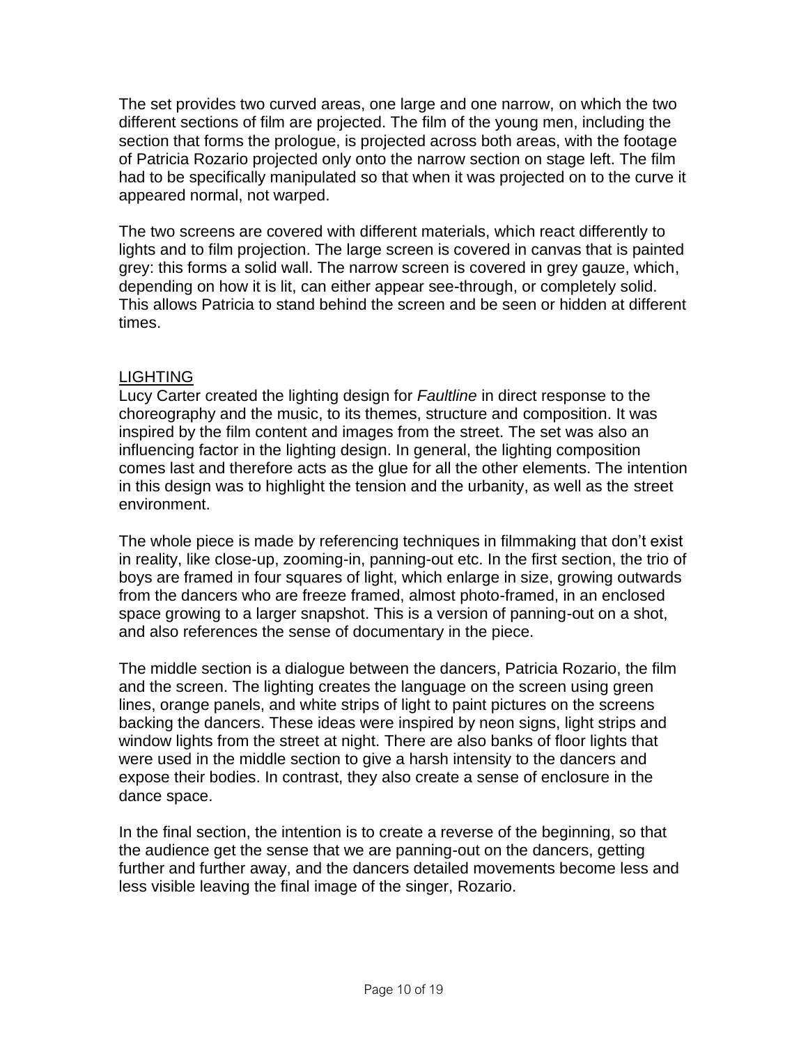The set provides two curved areas, one large and one narrow, on which the two different sections of film are projected. The film of the young men, including the section that forms the prologue, is projected across both areas, with the footage of Patricia Rozario projected only onto the narrow section on stage left. The film had to be specifically manipulated so that when it was projected on to the curve it appeared normal, not warped.

The two screens are covered with different materials, which react differently to lights and to film projection. The large screen is covered in canvas that is painted grey: this forms a solid wall. The narrow screen is covered in grey gauze, which, depending on how it is lit, can either appear see-through, or completely solid. This allows Patricia to stand behind the screen and be seen or hidden at different times.

## LIGHTING

Lucy Carter created the lighting design for *Faultline* in direct response to the choreography and the music, to its themes, structure and composition. It was inspired by the film content and images from the street. The set was also an influencing factor in the lighting design. In general, the lighting composition comes last and therefore acts as the glue for all the other elements. The intention in this design was to highlight the tension and the urbanity, as well as the street environment.

The whole piece is made by referencing techniques in filmmaking that don't exist in reality, like close-up, zooming-in, panning-out etc. In the first section, the trio of boys are framed in four squares of light, which enlarge in size, growing outwards from the dancers who are freeze framed, almost photo-framed, in an enclosed space growing to a larger snapshot. This is a version of panning-out on a shot, and also references the sense of documentary in the piece.

The middle section is a dialogue between the dancers, Patricia Rozario, the film and the screen. The lighting creates the language on the screen using green lines, orange panels, and white strips of light to paint pictures on the screens backing the dancers. These ideas were inspired by neon signs, light strips and window lights from the street at night. There are also banks of floor lights that were used in the middle section to give a harsh intensity to the dancers and expose their bodies. In contrast, they also create a sense of enclosure in the dance space.

In the final section, the intention is to create a reverse of the beginning, so that the audience get the sense that we are panning-out on the dancers, getting further and further away, and the dancers detailed movements become less and less visible leaving the final image of the singer, Rozario.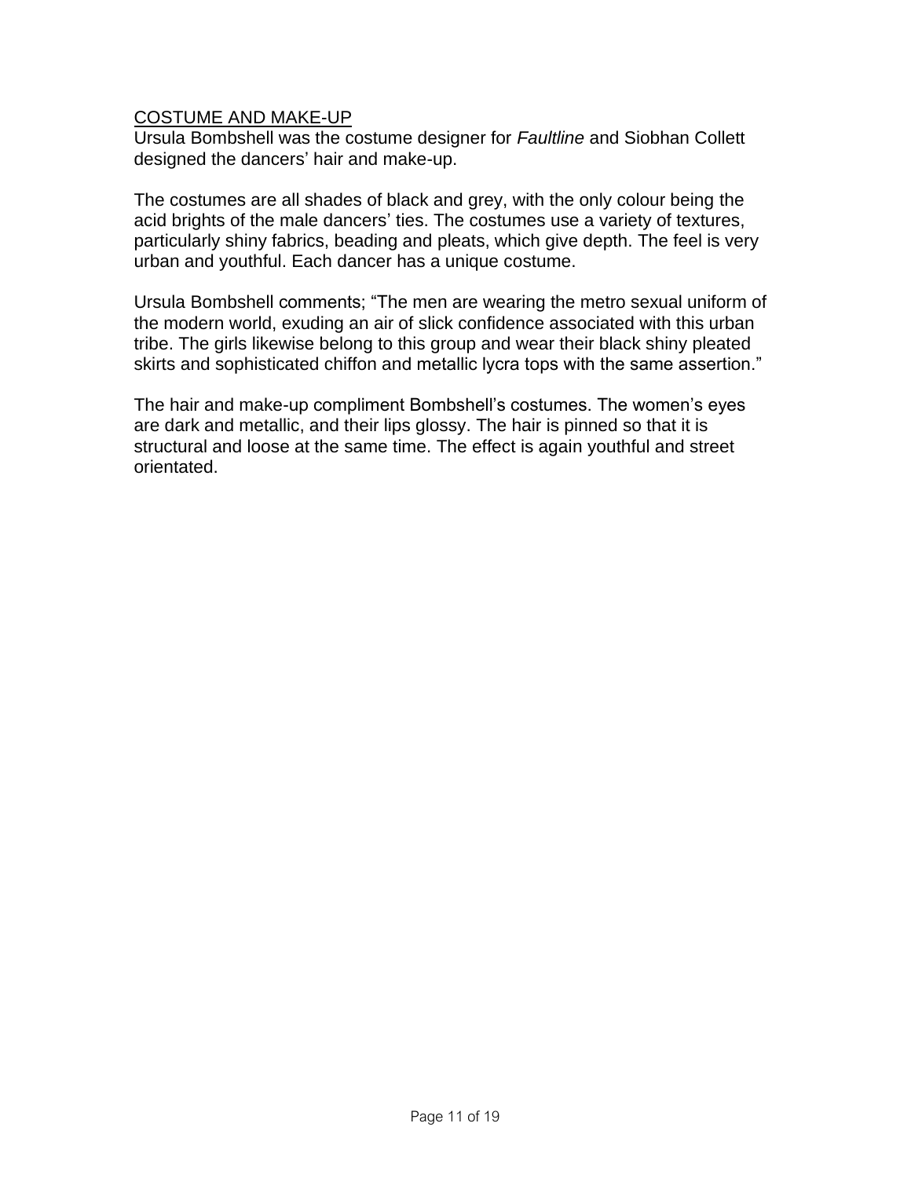## COSTUME AND MAKE-UP

Ursula Bombshell was the costume designer for *Faultline* and Siobhan Collett designed the dancers' hair and make-up.

The costumes are all shades of black and grey, with the only colour being the acid brights of the male dancers' ties. The costumes use a variety of textures, particularly shiny fabrics, beading and pleats, which give depth. The feel is very urban and youthful. Each dancer has a unique costume.

Ursula Bombshell comments; "The men are wearing the metro sexual uniform of the modern world, exuding an air of slick confidence associated with this urban tribe. The girls likewise belong to this group and wear their black shiny pleated skirts and sophisticated chiffon and metallic lycra tops with the same assertion."

The hair and make-up compliment Bombshell's costumes. The women's eyes are dark and metallic, and their lips glossy. The hair is pinned so that it is structural and loose at the same time. The effect is again youthful and street orientated.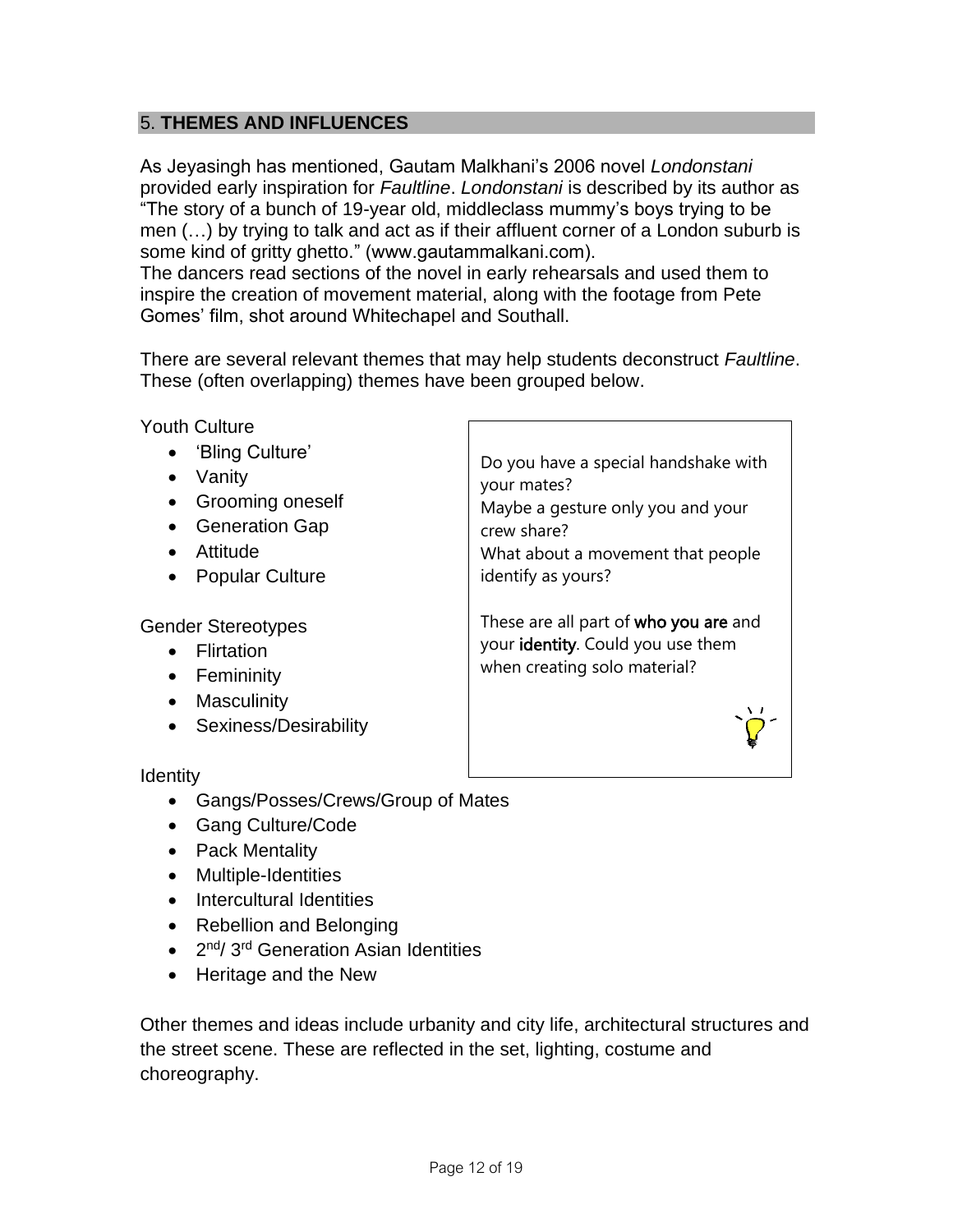## 5. THEMES AND INFLUENCES

As Jeyasingh has mentioned, Gautam Malkhani's 2006 novel *Londonstani* provided early inspiration for *Faultline*. *Londonstani* is described by its author as "The story of a bunch of 19-year old, middleclass mummy's boys trying to be men (…) by trying to talk and act as if their affluent corner of a London suburb is some kind of gritty ghetto." (www.gautammalkani.com).
The dancers read sections of the novel in early rehearsals and used them to inspire the creation of movement material, along with the footage from Pete Gomes' film, shot around Whitechapel and Southall.

There are several relevant themes that may help students deconstruct *Faultline*. These (often overlapping) themes have been grouped below.

Youth Culture

- 'Bling Culture'
- Vanity
- Grooming oneself
- Generation Gap
- Attitude
- Popular Culture

Gender Stereotypes

- Flirtation
- Femininity
- Masculinity
- Sexiness/Desirability

> Do you have a special handshake with your mates?
> Maybe a gesture only you and your crew share?
> What about a movement that people identify as yours?
>
> These are all part of **who you are** and your **identity**. Could you use them when creating solo material?

Identity

- Gangs/Posses/Crews/Group of Mates
- Gang Culture/Code
- Pack Mentality
- Multiple-Identities
- Intercultural Identities
- Rebellion and Belonging
- 2nd/ 3rd Generation Asian Identities
- Heritage and the New

Other themes and ideas include urbanity and city life, architectural structures and the street scene. These are reflected in the set, lighting, costume and choreography.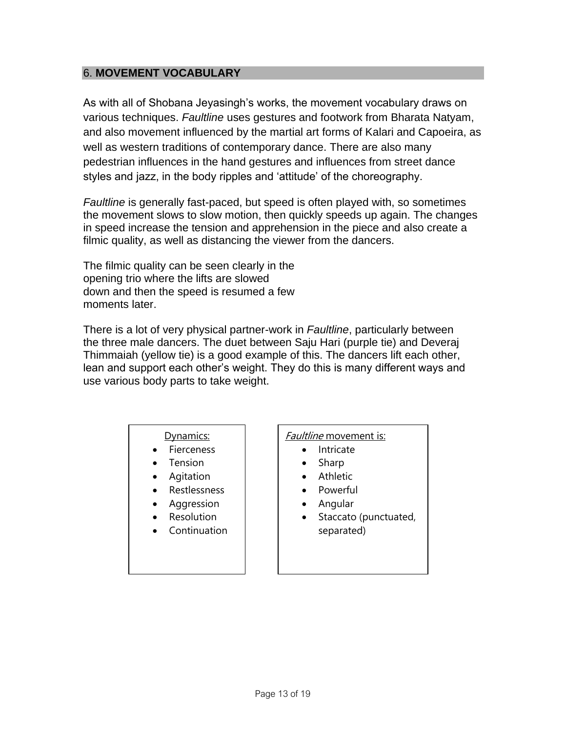## 6. MOVEMENT VOCABULARY

As with all of Shobana Jeyasingh's works, the movement vocabulary draws on various techniques. *Faultline* uses gestures and footwork from Bharata Natyam, and also movement influenced by the martial art forms of Kalari and Capoeira, as well as western traditions of contemporary dance. There are also many pedestrian influences in the hand gestures and influences from street dance styles and jazz, in the body ripples and 'attitude' of the choreography.

*Faultline* is generally fast-paced, but speed is often played with, so sometimes the movement slows to slow motion, then quickly speeds up again. The changes in speed increase the tension and apprehension in the piece and also create a filmic quality, as well as distancing the viewer from the dancers.

The filmic quality can be seen clearly in the opening trio where the lifts are slowed down and then the speed is resumed a few moments later.

There is a lot of very physical partner-work in *Faultline*, particularly between the three male dancers. The duet between Saju Hari (purple tie) and Deveraj Thimmaiah (yellow tie) is a good example of this. The dancers lift each other, lean and support each other's weight. They do this is many different ways and use various body parts to take weight.

Dynamics:

- Fierceness
- Tension
- Agitation
- Restlessness
- Aggression
- Resolution
- Continuation

*Faultline* movement is:

- Intricate
- Sharp
- Athletic
- Powerful
- Angular
- Staccato (punctuated, separated)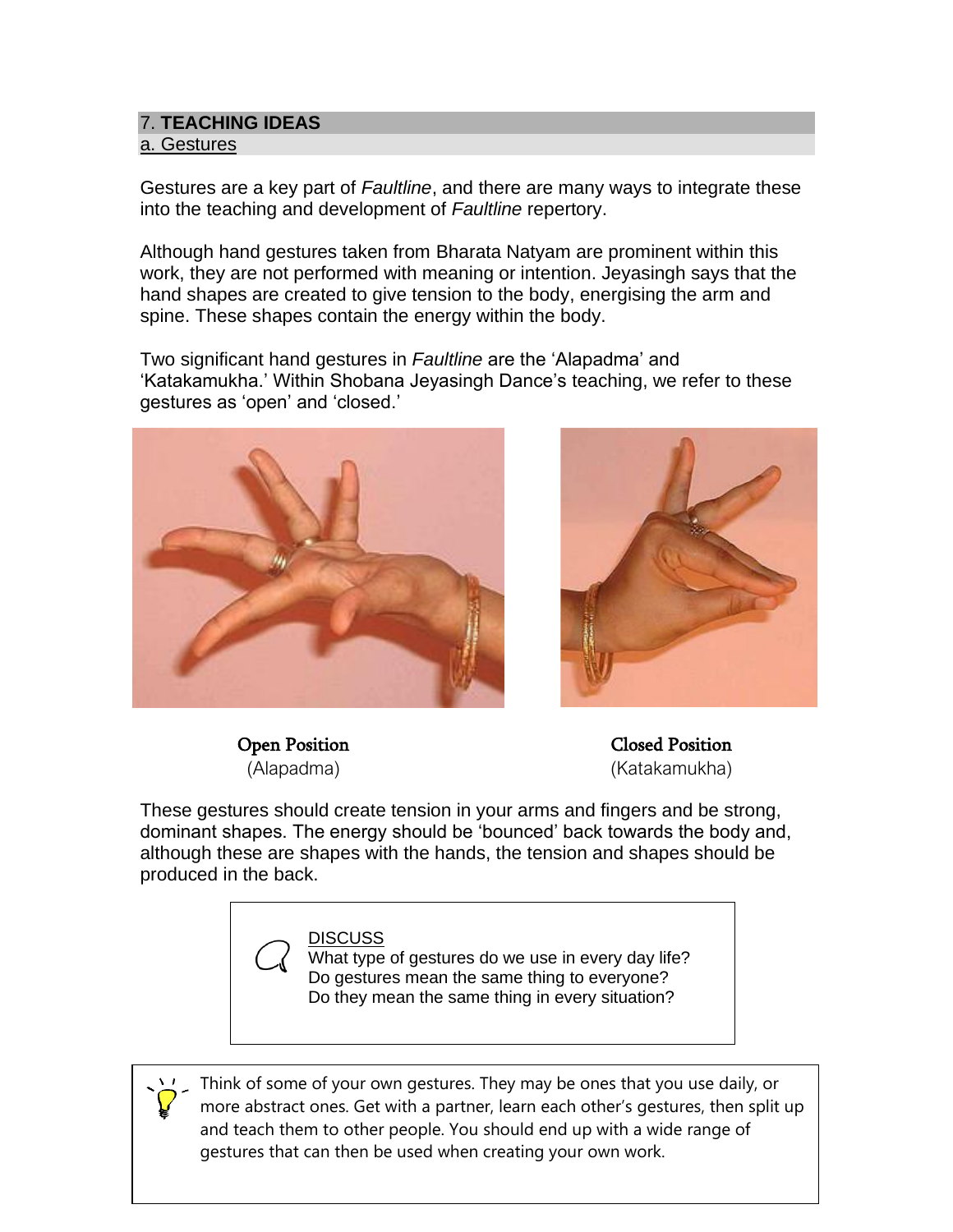## 7. TEACHING IDEAS

### a. Gestures

Gestures are a key part of *Faultline*, and there are many ways to integrate these into the teaching and development of *Faultline* repertory.

Although hand gestures taken from Bharata Natyam are prominent within this work, they are not performed with meaning or intention. Jeyasingh says that the hand shapes are created to give tension to the body, energising the arm and spine. These shapes contain the energy within the body.

Two significant hand gestures in *Faultline* are the 'Alapadma' and 'Katakamukha.' Within Shobana Jeyasingh Dance's teaching, we refer to these gestures as 'open' and 'closed.'

**Open Position**
(Alapadma)

**Closed Position**
(Katakamukha)

These gestures should create tension in your arms and fingers and be strong, dominant shapes. The energy should be 'bounced' back towards the body and, although these are shapes with the hands, the tension and shapes should be produced in the back.

> DISCUSS
> What type of gestures do we use in every day life?
> Do gestures mean the same thing to everyone?
> Do they mean the same thing in every situation?

> Think of some of your own gestures. They may be ones that you use daily, or more abstract ones. Get with a partner, learn each other's gestures, then split up and teach them to other people. You should end up with a wide range of gestures that can then be used when creating your own work.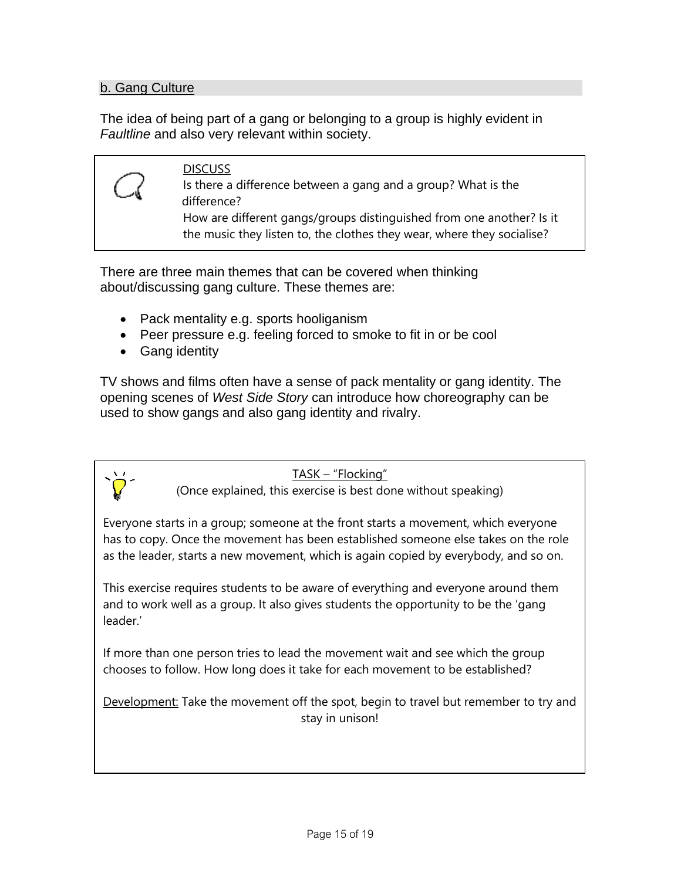## b. Gang Culture

The idea of being part of a gang or belonging to a group is highly evident in *Faultline* and also very relevant within society.

> DISCUSS
>
> Is there a difference between a gang and a group? What is the difference?
>
> How are different gangs/groups distinguished from one another? Is it the music they listen to, the clothes they wear, where they socialise?

There are three main themes that can be covered when thinking about/discussing gang culture. These themes are:

- Pack mentality e.g. sports hooliganism
- Peer pressure e.g. feeling forced to smoke to fit in or be cool
- Gang identity

TV shows and films often have a sense of pack mentality or gang identity. The opening scenes of *West Side Story* can introduce how choreography can be used to show gangs and also gang identity and rivalry.

> TASK – "Flocking"
>
> (Once explained, this exercise is best done without speaking)
>
> Everyone starts in a group; someone at the front starts a movement, which everyone has to copy. Once the movement has been established someone else takes on the role as the leader, starts a new movement, which is again copied by everybody, and so on.
>
> This exercise requires students to be aware of everything and everyone around them and to work well as a group. It also gives students the opportunity to be the 'gang leader.'
>
> If more than one person tries to lead the movement wait and see which the group chooses to follow. How long does it take for each movement to be established?
>
> Development: Take the movement off the spot, begin to travel but remember to try and stay in unison!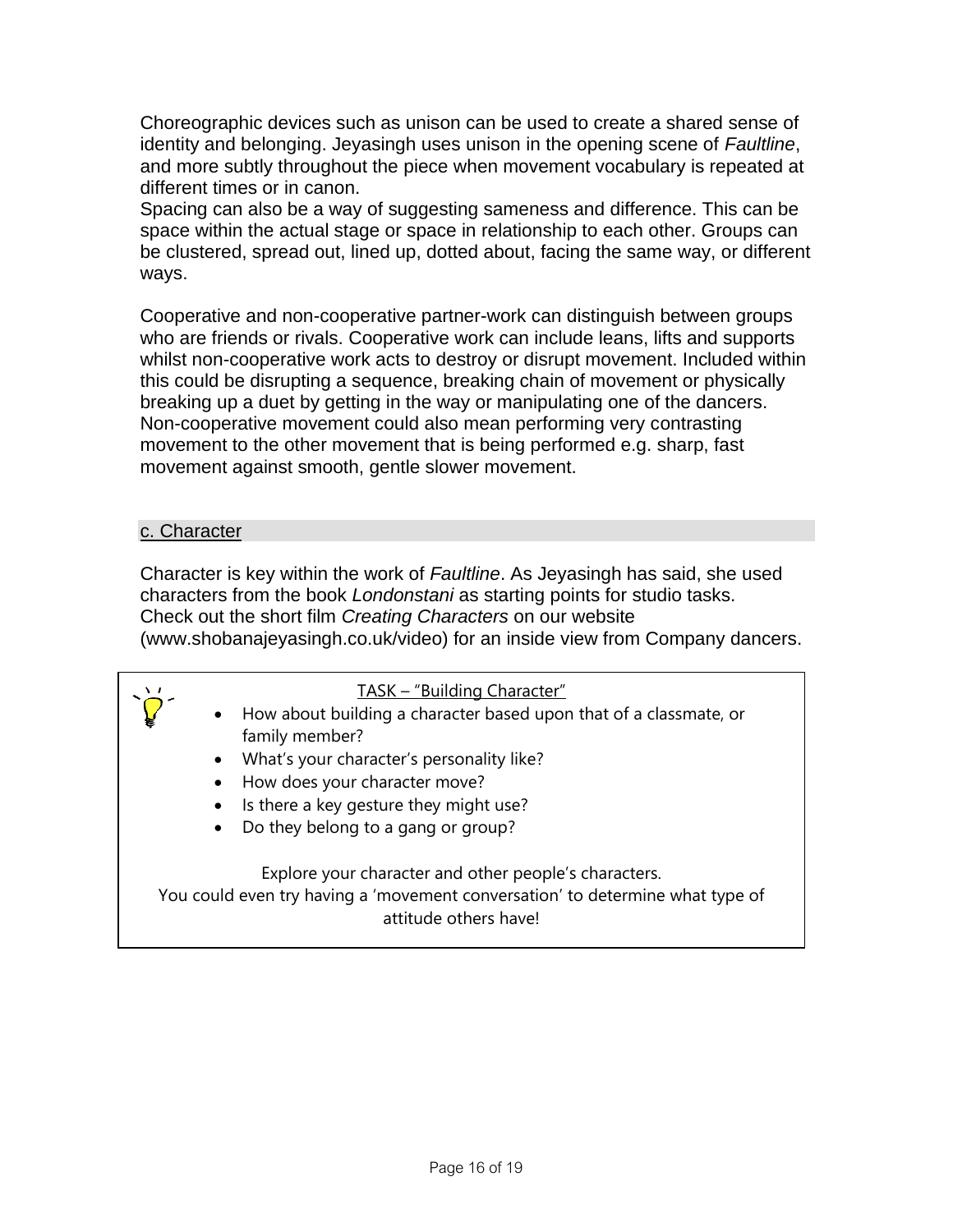Choreographic devices such as unison can be used to create a shared sense of identity and belonging. Jeyasingh uses unison in the opening scene of *Faultline*, and more subtly throughout the piece when movement vocabulary is repeated at different times or in canon.
Spacing can also be a way of suggesting sameness and difference. This can be space within the actual stage or space in relationship to each other. Groups can be clustered, spread out, lined up, dotted about, facing the same way, or different ways.

Cooperative and non-cooperative partner-work can distinguish between groups who are friends or rivals. Cooperative work can include leans, lifts and supports whilst non-cooperative work acts to destroy or disrupt movement. Included within this could be disrupting a sequence, breaking chain of movement or physically breaking up a duet by getting in the way or manipulating one of the dancers. Non-cooperative movement could also mean performing very contrasting movement to the other movement that is being performed e.g. sharp, fast movement against smooth, gentle slower movement.

## c. Character

Character is key within the work of *Faultline*. As Jeyasingh has said, she used characters from the book *Londonstani* as starting points for studio tasks. Check out the short film *Creating Characters* on our website (www.shobanajeyasingh.co.uk/video) for an inside view from Company dancers.

**TASK – "Building Character"**

- How about building a character based upon that of a classmate, or family member?
- What's your character's personality like?
- How does your character move?
- Is there a key gesture they might use?
- Do they belong to a gang or group?

Explore your character and other people's characters.
You could even try having a 'movement conversation' to determine what type of attitude others have!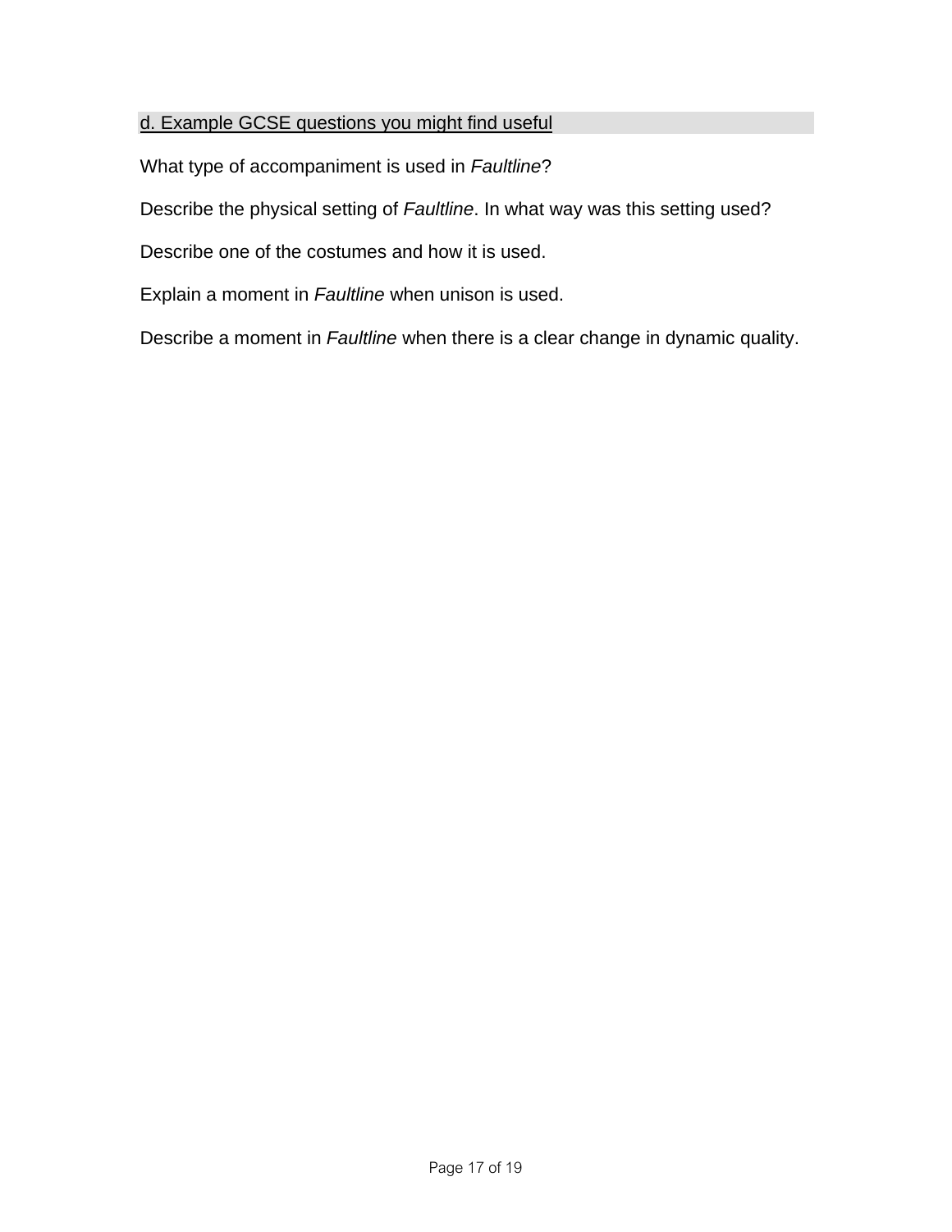### d. Example GCSE questions you might find useful

What type of accompaniment is used in *Faultline*?

Describe the physical setting of *Faultline*. In what way was this setting used?

Describe one of the costumes and how it is used.

Explain a moment in *Faultline* when unison is used.

Describe a moment in *Faultline* when there is a clear change in dynamic quality.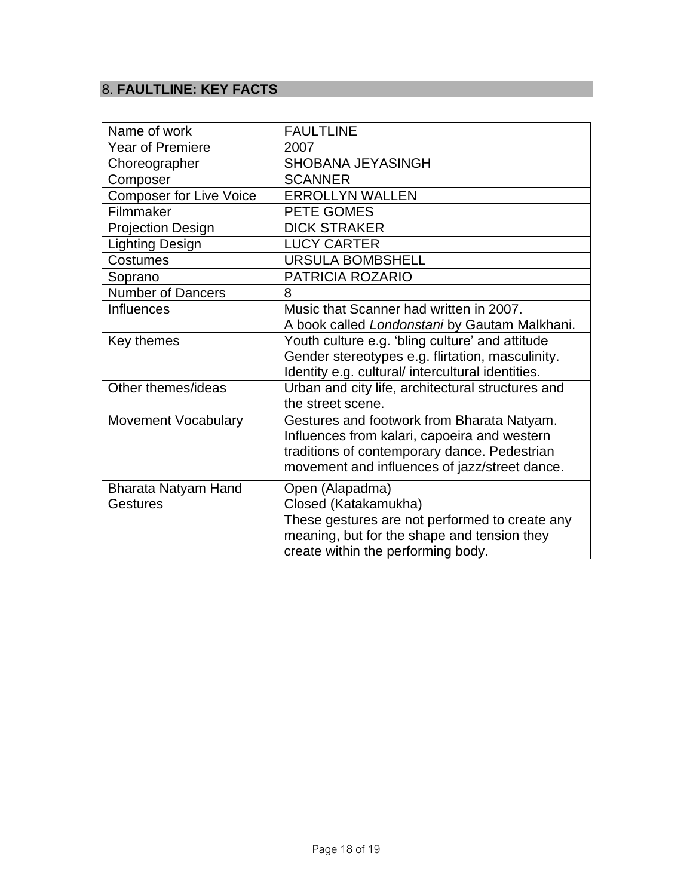## 8. **FAULTLINE: KEY FACTS**

| Name of work | FAULTLINE |
|---|---|
| Year of Premiere | 2007 |
| Choreographer | SHOBANA JEYASINGH |
| Composer | SCANNER |
| Composer for Live Voice | ERROLLYN WALLEN |
| Filmmaker | PETE GOMES |
| Projection Design | DICK STRAKER |
| Lighting Design | LUCY CARTER |
| Costumes | URSULA BOMBSHELL |
| Soprano | PATRICIA ROZARIO |
| Number of Dancers | 8 |
| Influences | Music that Scanner had written in 2007.<br>A book called *Londonstani* by Gautam Malkhani. |
| Key themes | Youth culture e.g. 'bling culture' and attitude<br>Gender stereotypes e.g. flirtation, masculinity.<br>Identity e.g. cultural/ intercultural identities. |
| Other themes/ideas | Urban and city life, architectural structures and the street scene. |
| Movement Vocabulary | Gestures and footwork from Bharata Natyam. Influences from kalari, capoeira and western traditions of contemporary dance. Pedestrian movement and influences of jazz/street dance. |
| Bharata Natyam Hand Gestures | Open (Alapadma)<br>Closed (Katakamukha)<br>These gestures are not performed to create any meaning, but for the shape and tension they create within the performing body. |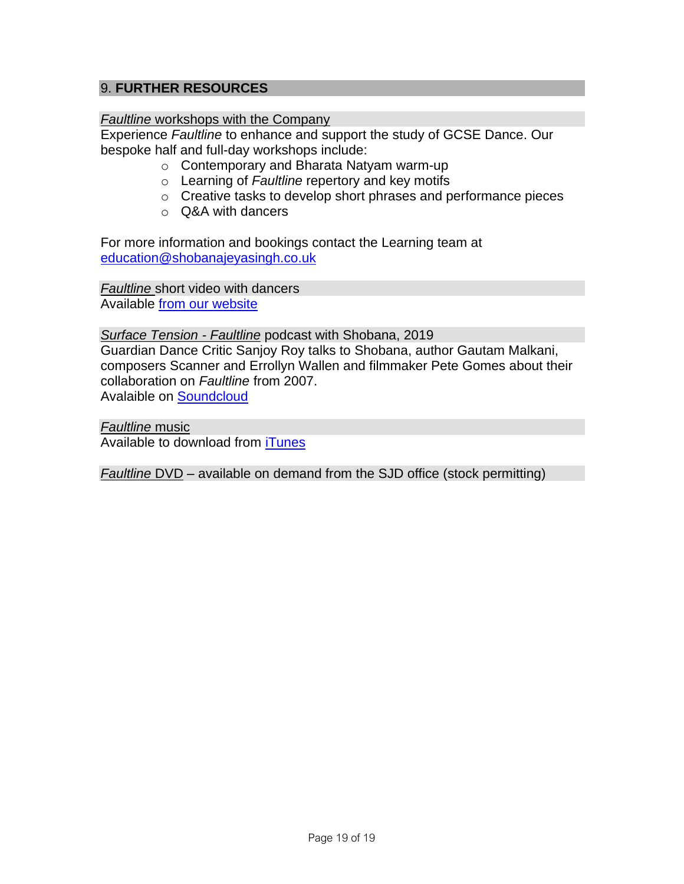## 9. **FURTHER RESOURCES**

*Faultline* workshops with the Company

Experience *Faultline* to enhance and support the study of GCSE Dance. Our bespoke half and full-day workshops include:

- Contemporary and Bharata Natyam warm-up
- Learning of *Faultline* repertory and key motifs
- Creative tasks to develop short phrases and performance pieces
- Q&A with dancers

For more information and bookings contact the Learning team at education@shobanajeyasingh.co.uk

*Faultline* short video with dancers

Available from our website

*Surface Tension - Faultline* podcast with Shobana, 2019

Guardian Dance Critic Sanjoy Roy talks to Shobana, author Gautam Malkani, composers Scanner and Errollyn Wallen and filmmaker Pete Gomes about their collaboration on *Faultline* from 2007.

Avalaible on Soundcloud

*Faultline* music

Available to download from iTunes

*Faultline* DVD – available on demand from the SJD office (stock permitting)